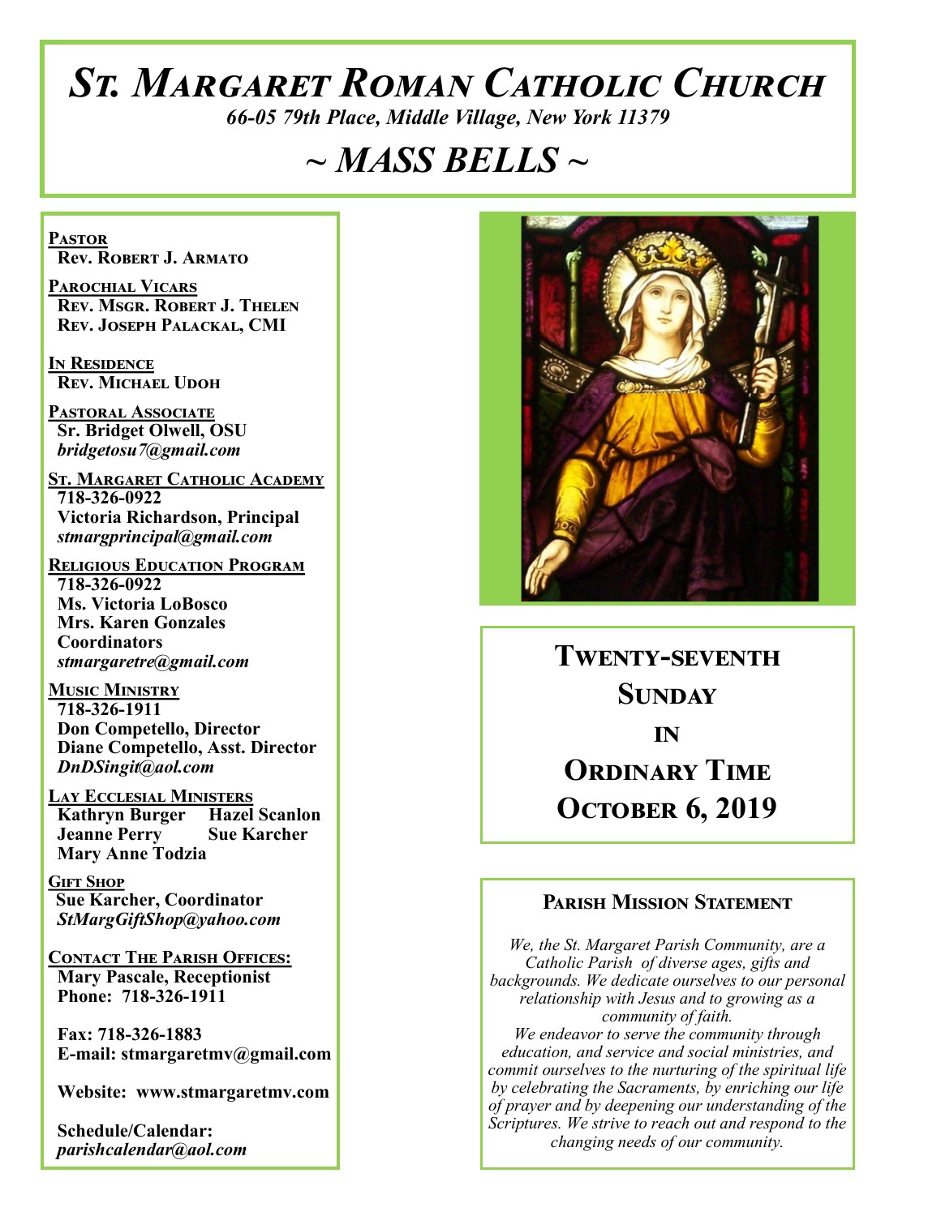# St. Margaret Roman Catholic Church

*66-05 79th Place, Middle Village, New York 11379*

## ~ MASS BELLS ~

**Pastor**
**Rev. Robert J. Armato**

**Parochial Vicars**
**Rev. Msgr. Robert J. Thelen**
**Rev. Joseph Palackal, CMI**

**In Residence**
**Rev. Michael Udoh**

**Pastoral Associate**
**Sr. Bridget Olwell, OSU**
*bridgetosu7@gmail.com*

**St. Margaret Catholic Academy**
**718-326-0922**
**Victoria Richardson, Principal**
*stmargprincipal@gmail.com*

**Religious Education Program**
**718-326-0922**
**Ms. Victoria LoBosco**
**Mrs. Karen Gonzales**
**Coordinators**
*stmargaretre@gmail.com*

**Music Ministry**
**718-326-1911**
**Don Competello, Director**
**Diane Competello, Asst. Director**
*DnDSingit@aol.com*

**Lay Ecclesial Ministers**
**Kathryn Burger**
**Hazel Scanlon**
**Jeanne Perry**
**Sue Karcher**
**Mary Anne Todzia**

**Gift Shop**
**Sue Karcher, Coordinator**
*StMargGiftShop@yahoo.com*

**Contact The Parish Offices:**
**Mary Pascale, Receptionist**
**Phone: 718-326-1911**

**Fax: 718-326-1883**
**E-mail: stmargaretmv@gmail.com**

**Website: www.stmargaretmv.com**

**Schedule/Calendar:**
*parishcalendar@aol.com*

## Twenty-seventh Sunday in Ordinary Time
## October 6, 2019

### Parish Mission Statement

*We, the St. Margaret Parish Community, are a Catholic Parish of diverse ages, gifts and backgrounds. We dedicate ourselves to our personal relationship with Jesus and to growing as a community of faith.*
*We endeavor to serve the community through education, and service and social ministries, and commit ourselves to the nurturing of the spiritual life by celebrating the Sacraments, by enriching our life of prayer and by deepening our understanding of the Scriptures. We strive to reach out and respond to the changing needs of our community.*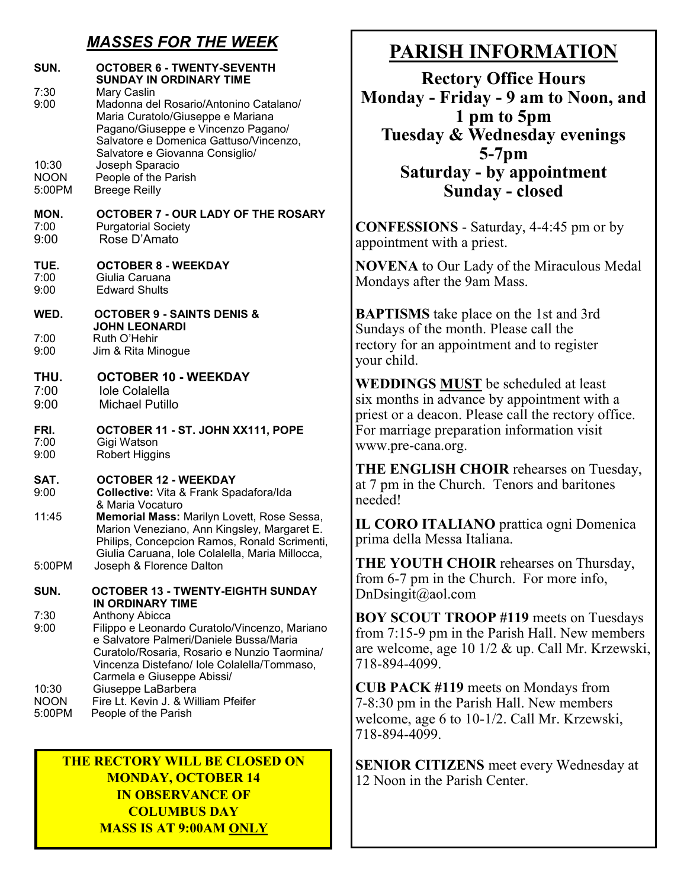## *MASSES FOR THE WEEK*

**SUN. — OCTOBER 6 - TWENTY-SEVENTH SUNDAY IN ORDINARY TIME**

| | |
|---|---|
| 7:30 | Mary Caslin |
| 9:00 | Madonna del Rosario/Antonino Catalano/ Maria Curatolo/Giuseppe e Mariana Pagano/Giuseppe e Vincenzo Pagano/ Salvatore e Domenica Gattuso/Vincenzo, Salvatore e Giovanna Consiglio/ |
| 10:30 | Joseph Sparacio |
| NOON | People of the Parish |
| 5:00PM | Breege Reilly |

**MON. — OCTOBER 7 - OUR LADY OF THE ROSARY**

| | |
|---|---|
| 7:00 | Purgatorial Society |
| 9:00 | Rose D'Amato |

**TUE. — OCTOBER 8 - WEEKDAY**

| | |
|---|---|
| 7:00 | Giulia Caruana |
| 9:00 | Edward Shults |

**WED. — OCTOBER 9 - SAINTS DENIS & JOHN LEONARDI**

| | |
|---|---|
| 7:00 | Ruth O'Hehir |
| 9:00 | Jim & Rita Minogue |

**THU. — OCTOBER 10 - WEEKDAY**

| | |
|---|---|
| 7:00 | Iole Colalella |
| 9:00 | Michael Putillo |

**FRI. — OCTOBER 11 - ST. JOHN XX111, POPE**

| | |
|---|---|
| 7:00 | Gigi Watson |
| 9:00 | Robert Higgins |

**SAT. — OCTOBER 12 - WEEKDAY**

| | |
|---|---|
| 9:00 | **Collective:** Vita & Frank Spadafora/Ida & Maria Vocaturo |
| 11:45 | **Memorial Mass:** Marilyn Lovett, Rose Sessa, Marion Veneziano, Ann Kingsley, Margaret E. Philips, Concepcion Ramos, Ronald Scrimenti, Giulia Caruana, Iole Colalella, Maria Millocca, |
| 5:00PM | Joseph & Florence Dalton |

**SUN. — OCTOBER 13 - TWENTY-EIGHTH SUNDAY IN ORDINARY TIME**

| | |
|---|---|
| 7:30 | Anthony Abicca |
| 9:00 | Filippo e Leonardo Curatolo/Vincenzo, Mariano e Salvatore Palmeri/Daniele Bussa/Maria Curatolo/Rosaria, Rosario e Nunzio Taormina/ Vincenza Distefano/ Iole Colalella/Tommaso, Carmela e Giuseppe Abissi/ |
| 10:30 | Giuseppe LaBarbera |
| NOON | Fire Lt. Kevin J. & William Pfeifer |
| 5:00PM | People of the Parish |

**THE RECTORY WILL BE CLOSED ON MONDAY, OCTOBER 14 IN OBSERVANCE OF COLUMBUS DAY MASS IS AT 9:00AM ONLY**

# PARISH INFORMATION

**Rectory Office Hours**
**Monday - Friday - 9 am to Noon, and 1 pm to 5pm**
**Tuesday & Wednesday evenings 5-7pm**
**Saturday - by appointment**
**Sunday - closed**

**CONFESSIONS** - Saturday, 4-4:45 pm or by appointment with a priest.

**NOVENA** to Our Lady of the Miraculous Medal Mondays after the 9am Mass.

**BAPTISMS** take place on the 1st and 3rd Sundays of the month. Please call the rectory for an appointment and to register your child.

**WEDDINGS MUST** be scheduled at least six months in advance by appointment with a priest or a deacon. Please call the rectory office. For marriage preparation information visit www.pre-cana.org.

**THE ENGLISH CHOIR** rehearses on Tuesday, at 7 pm in the Church. Tenors and baritones needed!

**IL CORO ITALIANO** prattica ogni Domenica prima della Messa Italiana.

**THE YOUTH CHOIR** rehearses on Thursday, from 6-7 pm in the Church. For more info, DnDsingit@aol.com

**BOY SCOUT TROOP #119** meets on Tuesdays from 7:15-9 pm in the Parish Hall. New members are welcome, age 10 1/2 & up. Call Mr. Krzewski, 718-894-4099.

**CUB PACK #119** meets on Mondays from 7-8:30 pm in the Parish Hall. New members welcome, age 6 to 10-1/2. Call Mr. Krzewski, 718-894-4099.

**SENIOR CITIZENS** meet every Wednesday at 12 Noon in the Parish Center.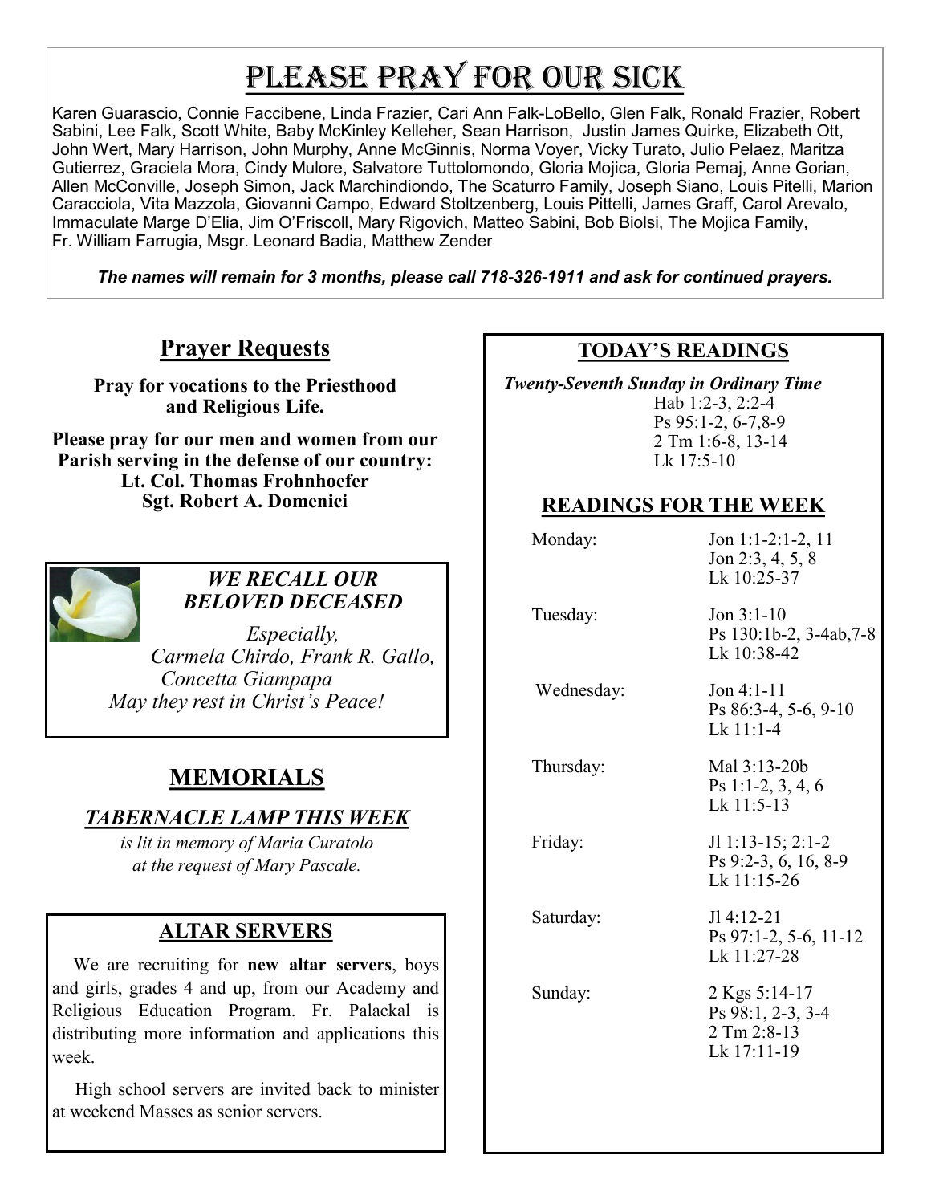# Please Pray for Our Sick

Karen Guarascio, Connie Faccibene, Linda Frazier, Cari Ann Falk-LoBello, Glen Falk, Ronald Frazier, Robert Sabini, Lee Falk, Scott White, Baby McKinley Kelleher, Sean Harrison, Justin James Quirke, Elizabeth Ott, John Wert, Mary Harrison, John Murphy, Anne McGinnis, Norma Voyer, Vicky Turato, Julio Pelaez, Maritza Gutierrez, Graciela Mora, Cindy Mulore, Salvatore Tuttolomondo, Gloria Mojica, Gloria Pemaj, Anne Gorian, Allen McConville, Joseph Simon, Jack Marchindiondo, The Scaturro Family, Joseph Siano, Louis Pitelli, Marion Caracciola, Vita Mazzola, Giovanni Campo, Edward Stoltzenberg, Louis Pittelli, James Graff, Carol Arevalo, Immaculate Marge D'Elia, Jim O'Friscoll, Mary Rigovich, Matteo Sabini, Bob Biolsi, The Mojica Family, Fr. William Farrugia, Msgr. Leonard Badia, Matthew Zender

***The names will remain for 3 months, please call 718-326-1911 and ask for continued prayers.***

## Prayer Requests

**Pray for vocations to the Priesthood and Religious Life.**

**Please pray for our men and women from our Parish serving in the defense of our country:**
**Lt. Col. Thomas Frohnhoefer**
**Sgt. Robert A. Domenici**

### *WE RECALL OUR BELOVED DECEASED*

*Especially,*
*Carmela Chirdo, Frank R. Gallo, Concetta Giampapa*
*May they rest in Christ's Peace!*

## MEMORIALS

### *TABERNACLE LAMP THIS WEEK*

*is lit in memory of Maria Curatolo at the request of Mary Pascale.*

### ALTAR SERVERS

We are recruiting for **new altar servers**, boys and girls, grades 4 and up, from our Academy and Religious Education Program. Fr. Palackal is distributing more information and applications this week.

High school servers are invited back to minister at weekend Masses as senior servers.

## TODAY'S READINGS

*Twenty-Seventh Sunday in Ordinary Time*
Hab 1:2-3, 2:2-4
Ps 95:1-2, 6-7,8-9
2 Tm 1:6-8, 13-14
Lk 17:5-10

## READINGS FOR THE WEEK

| | |
|---|---|
| Monday: | Jon 1:1-2:1-2, 11<br>Jon 2:3, 4, 5, 8<br>Lk 10:25-37 |
| Tuesday: | Jon 3:1-10<br>Ps 130:1b-2, 3-4ab,7-8<br>Lk 10:38-42 |
| Wednesday: | Jon 4:1-11<br>Ps 86:3-4, 5-6, 9-10<br>Lk 11:1-4 |
| Thursday: | Mal 3:13-20b<br>Ps 1:1-2, 3, 4, 6<br>Lk 11:5-13 |
| Friday: | Jl 1:13-15; 2:1-2<br>Ps 9:2-3, 6, 16, 8-9<br>Lk 11:15-26 |
| Saturday: | Jl 4:12-21<br>Ps 97:1-2, 5-6, 11-12<br>Lk 11:27-28 |
| Sunday: | 2 Kgs 5:14-17<br>Ps 98:1, 2-3, 3-4<br>2 Tm 2:8-13<br>Lk 17:11-19 |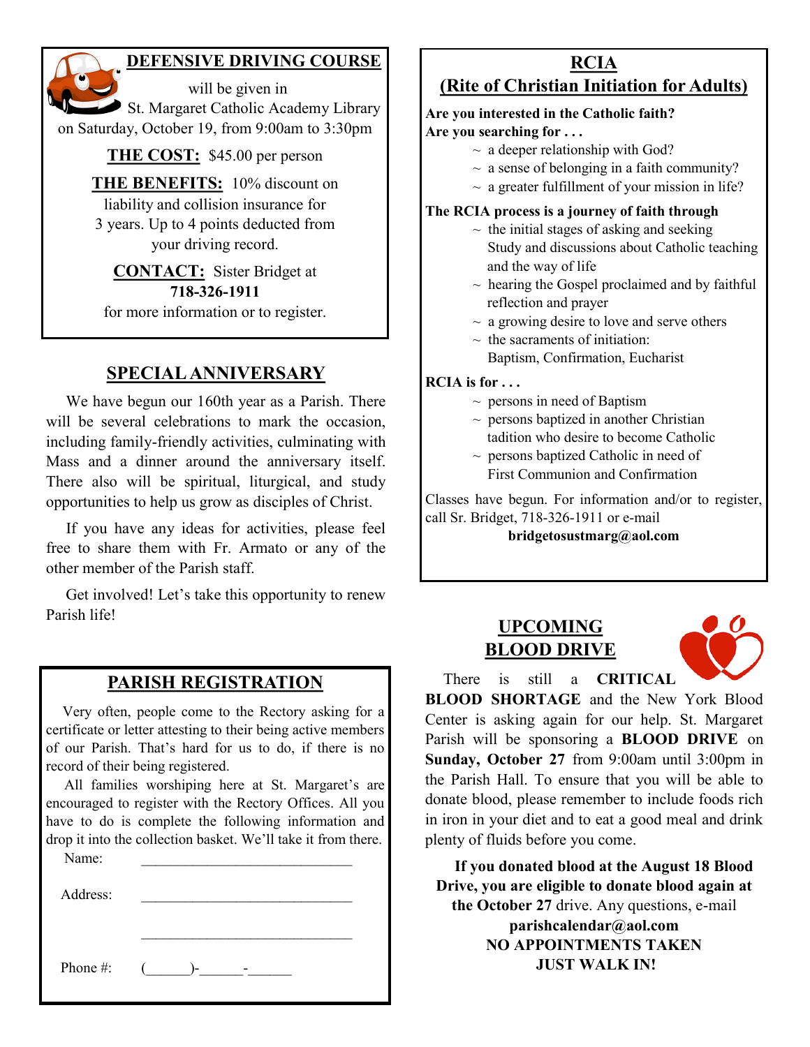## DEFENSIVE DRIVING COURSE

will be given in St. Margaret Catholic Academy Library on Saturday, October 19, from 9:00am to 3:30pm

**THE COST:** $45.00 per person

**THE BENEFITS:** 10% discount on liability and collision insurance for 3 years. Up to 4 points deducted from your driving record.

**CONTACT:** Sister Bridget at **718-326-1911** for more information or to register.

## SPECIAL ANNIVERSARY

We have begun our 160th year as a Parish. There will be several celebrations to mark the occasion, including family-friendly activities, culminating with Mass and a dinner around the anniversary itself. There also will be spiritual, liturgical, and study opportunities to help us grow as disciples of Christ.

If you have any ideas for activities, please feel free to share them with Fr. Armato or any of the other member of the Parish staff.

Get involved! Let's take this opportunity to renew Parish life!

## PARISH REGISTRATION

Very often, people come to the Rectory asking for a certificate or letter attesting to their being active members of our Parish. That's hard for us to do, if there is no record of their being registered.

All families worshiping here at St. Margaret's are encouraged to register with the Rectory Offices. All you have to do is complete the following information and drop it into the collection basket. We'll take it from there.

Name: ______________________________

Address: ______________________________

______________________________

Phone #: (______)-______-______

## RCIA
## (Rite of Christian Initiation for Adults)

**Are you interested in the Catholic faith?**
**Are you searching for . . .**

~ a deeper relationship with God?
~ a sense of belonging in a faith community?
~ a greater fulfillment of your mission in life?

**The RCIA process is a journey of faith through**

~ the initial stages of asking and seeking Study and discussions about Catholic teaching and the way of life
~ hearing the Gospel proclaimed and by faithful reflection and prayer
~ a growing desire to love and serve others
~ the sacraments of initiation: Baptism, Confirmation, Eucharist

**RCIA is for . . .**

~ persons in need of Baptism
~ persons baptized in another Christian tadition who desire to become Catholic
~ persons baptized Catholic in need of First Communion and Confirmation

Classes have begun. For information and/or to register, call Sr. Bridget, 718-326-1911 or e-mail **bridgetosustmarg@aol.com**

## UPCOMING BLOOD DRIVE

There is still a **CRITICAL BLOOD SHORTAGE** and the New York Blood Center is asking again for our help. St. Margaret Parish will be sponsoring a **BLOOD DRIVE** on **Sunday, October 27** from 9:00am until 3:00pm in the Parish Hall. To ensure that you will be able to donate blood, please remember to include foods rich in iron in your diet and to eat a good meal and drink plenty of fluids before you come.

**If you donated blood at the August 18 Blood Drive, you are eligible to donate blood again at the October 27** drive. Any questions, e-mail **parishcalendar@aol.com**

**NO APPOINTMENTS TAKEN**
**JUST WALK IN!**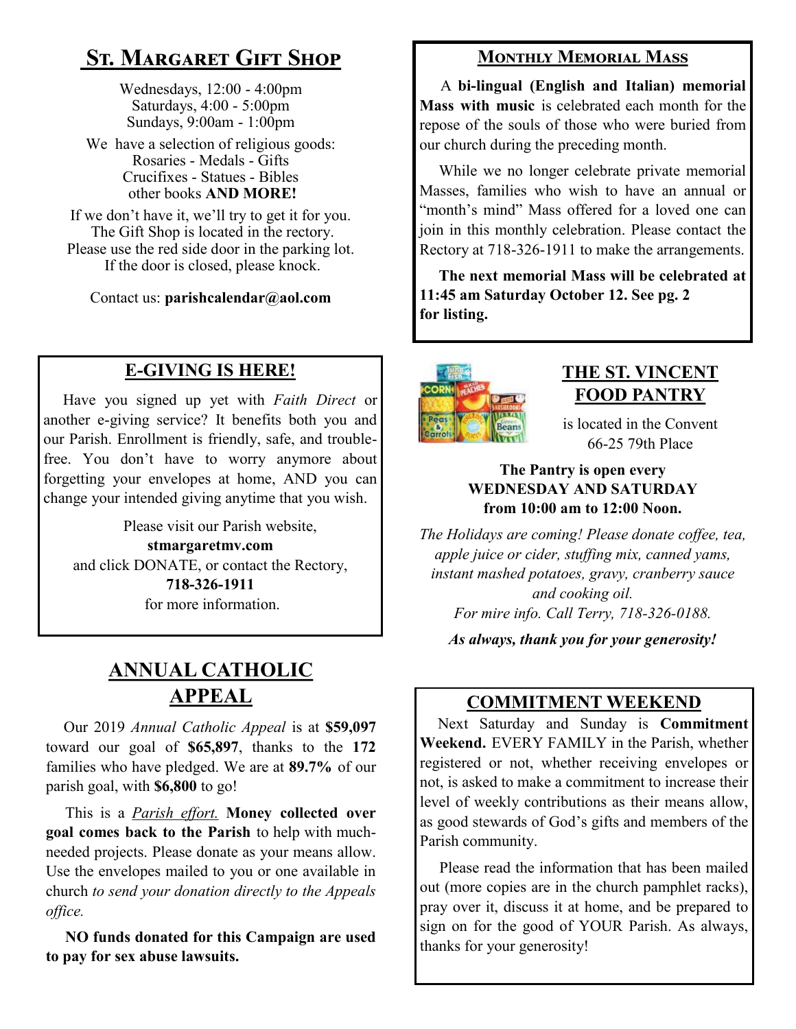## St. Margaret Gift Shop

Wednesdays, 12:00 - 4:00pm
Saturdays, 4:00 - 5:00pm
Sundays, 9:00am - 1:00pm

We have a selection of religious goods:
Rosaries - Medals - Gifts
Crucifixes - Statues - Bibles
other books **AND MORE!**

If we don't have it, we'll try to get it for you.
The Gift Shop is located in the rectory.
Please use the red side door in the parking lot.
If the door is closed, please knock.

Contact us: **parishcalendar@aol.com**

## E-GIVING IS HERE!

Have you signed up yet with *Faith Direct* or another e-giving service? It benefits both you and our Parish. Enrollment is friendly, safe, and trouble-free. You don't have to worry anymore about forgetting your envelopes at home, AND you can change your intended giving anytime that you wish.

Please visit our Parish website,
**stmargaretmv.com**
and click DONATE, or contact the Rectory,
**718-326-1911**
for more information.

## ANNUAL CATHOLIC APPEAL

Our 2019 *Annual Catholic Appeal* is at **$59,097** toward our goal of **$65,897**, thanks to the **172** families who have pledged. We are at **89.7%** of our parish goal, with **$6,800** to go!

This is a *Parish effort.* **Money collected over goal comes back to the Parish** to help with much-needed projects. Please donate as your means allow. Use the envelopes mailed to you or one available in church *to send your donation directly to the Appeals office.*

**NO funds donated for this Campaign are used to pay for sex abuse lawsuits.**

## Monthly Memorial Mass

A **bi-lingual (English and Italian) memorial Mass with music** is celebrated each month for the repose of the souls of those who were buried from our church during the preceding month.

While we no longer celebrate private memorial Masses, families who wish to have an annual or "month's mind" Mass offered for a loved one can join in this monthly celebration. Please contact the Rectory at 718-326-1911 to make the arrangements.

**The next memorial Mass will be celebrated at 11:45 am Saturday October 12. See pg. 2 for listing.**

## THE ST. VINCENT FOOD PANTRY

is located in the Convent
66-25 79th Place

**The Pantry is open every WEDNESDAY AND SATURDAY from 10:00 am to 12:00 Noon.**

*The Holidays are coming! Please donate coffee, tea, apple juice or cider, stuffing mix, canned yams, instant mashed potatoes, gravy, cranberry sauce and cooking oil.*
*For mire info. Call Terry, 718-326-0188.*

***As always, thank you for your generosity!***

## COMMITMENT WEEKEND

Next Saturday and Sunday is **Commitment Weekend.** EVERY FAMILY in the Parish, whether registered or not, whether receiving envelopes or not, is asked to make a commitment to increase their level of weekly contributions as their means allow, as good stewards of God's gifts and members of the Parish community.

Please read the information that has been mailed out (more copies are in the church pamphlet racks), pray over it, discuss it at home, and be prepared to sign on for the good of YOUR Parish. As always, thanks for your generosity!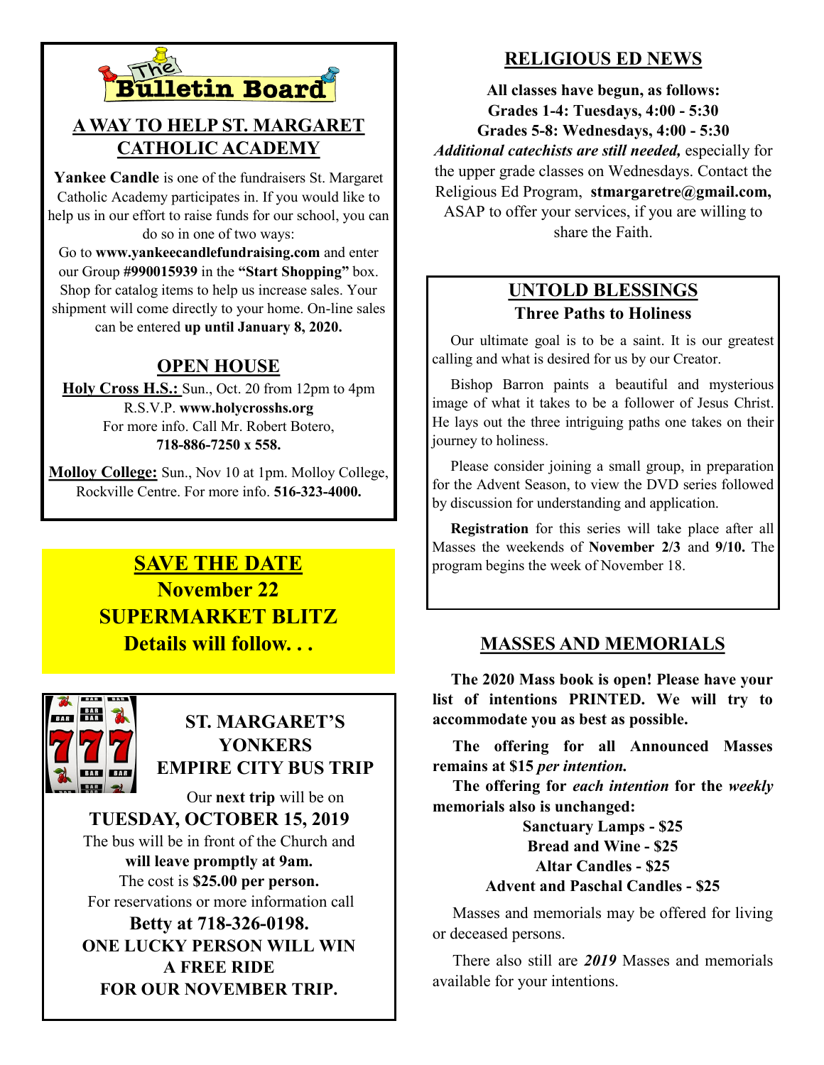# The Bulletin Board

## A WAY TO HELP ST. MARGARET CATHOLIC ACADEMY

**Yankee Candle** is one of the fundraisers St. Margaret Catholic Academy participates in. If you would like to help us in our effort to raise funds for our school, you can do so in one of two ways:

Go to **www.yankeecandlefundraising.com** and enter our Group **#990015939** in the **"Start Shopping"** box. Shop for catalog items to help us increase sales. Your shipment will come directly to your home. On-line sales can be entered **up until January 8, 2020.**

## OPEN HOUSE

**Holy Cross H.S.:** Sun., Oct. 20 from 12pm to 4pm
R.S.V.P. **www.holycrosshs.org**
For more info. Call Mr. Robert Botero,
**718-886-7250 x 558.**

**Molloy College:** Sun., Nov 10 at 1pm. Molloy College, Rockville Centre. For more info. **516-323-4000.**

## SAVE THE DATE

**November 22**
**SUPERMARKET BLITZ**
**Details will follow. . .**

## ST. MARGARET'S YONKERS EMPIRE CITY BUS TRIP

Our **next trip** will be on
**TUESDAY, OCTOBER 15, 2019**
The bus will be in front of the Church and
**will leave promptly at 9am.**
The cost is **$25.00 per person.**
For reservations or more information call
**Betty at 718-326-0198.**
**ONE LUCKY PERSON WILL WIN A FREE RIDE FOR OUR NOVEMBER TRIP.**

## RELIGIOUS ED NEWS

**All classes have begun, as follows:**
**Grades 1-4: Tuesdays, 4:00 - 5:30**
**Grades 5-8: Wednesdays, 4:00 - 5:30**

***Additional catechists are still needed,*** especially for the upper grade classes on Wednesdays. Contact the Religious Ed Program, **stmargaretre@gmail.com,** ASAP to offer your services, if you are willing to share the Faith.

## UNTOLD BLESSINGS

### Three Paths to Holiness

Our ultimate goal is to be a saint. It is our greatest calling and what is desired for us by our Creator.

Bishop Barron paints a beautiful and mysterious image of what it takes to be a follower of Jesus Christ. He lays out the three intriguing paths one takes on their journey to holiness.

Please consider joining a small group, in preparation for the Advent Season, to view the DVD series followed by discussion for understanding and application.

**Registration** for this series will take place after all Masses the weekends of **November 2/3** and **9/10.** The program begins the week of November 18.

## MASSES AND MEMORIALS

**The 2020 Mass book is open! Please have your list of intentions PRINTED. We will try to accommodate you as best as possible.**

**The offering for all Announced Masses remains at $15 *per intention.***

**The offering for *each intention* for the *weekly* memorials also is unchanged:**

**Sanctuary Lamps - $25**
**Bread and Wine - $25**
**Altar Candles - $25**
**Advent and Paschal Candles - $25**

Masses and memorials may be offered for living or deceased persons.

There also still are ***2019*** Masses and memorials available for your intentions.